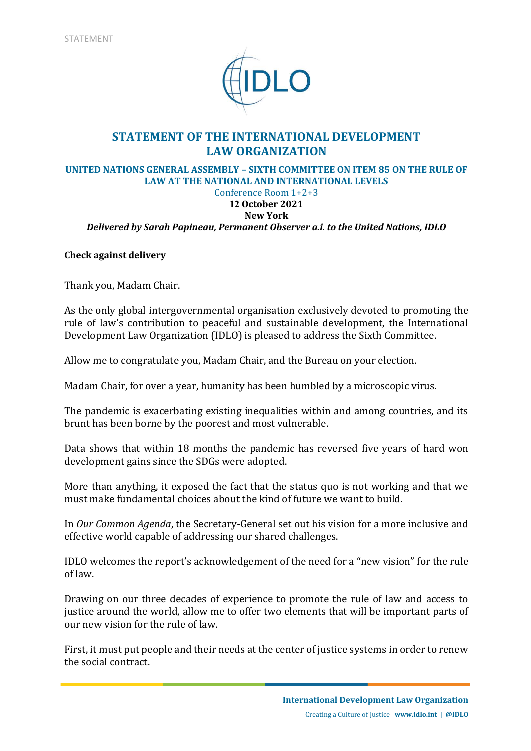STATEMENT

# STATEMENT OF THE INTERNATIONAL DEVELOPMENT LAW ORGANIZATION

## UNITED NATIONS GENERAL ASSEMBLY – SIXTH COMMITTEE ON ITEM 85 ON THE RULE OF LAW AT THE NATIONAL AND INTERNATIONAL LEVELS

Conference Room 1+2+3

**12 October 2021**

**New York**

***Delivered by Sarah Papineau, Permanent Observer a.i. to the United Nations, IDLO***

**Check against delivery**

Thank you, Madam Chair.

As the only global intergovernmental organisation exclusively devoted to promoting the rule of law's contribution to peaceful and sustainable development, the International Development Law Organization (IDLO) is pleased to address the Sixth Committee.

Allow me to congratulate you, Madam Chair, and the Bureau on your election.

Madam Chair, for over a year, humanity has been humbled by a microscopic virus.

The pandemic is exacerbating existing inequalities within and among countries, and its brunt has been borne by the poorest and most vulnerable.

Data shows that within 18 months the pandemic has reversed five years of hard won development gains since the SDGs were adopted.

More than anything, it exposed the fact that the status quo is not working and that we must make fundamental choices about the kind of future we want to build.

In *Our Common Agenda*, the Secretary-General set out his vision for a more inclusive and effective world capable of addressing our shared challenges.

IDLO welcomes the report's acknowledgement of the need for a "new vision" for the rule of law.

Drawing on our three decades of experience to promote the rule of law and access to justice around the world, allow me to offer two elements that will be important parts of our new vision for the rule of law.

First, it must put people and their needs at the center of justice systems in order to renew the social contract.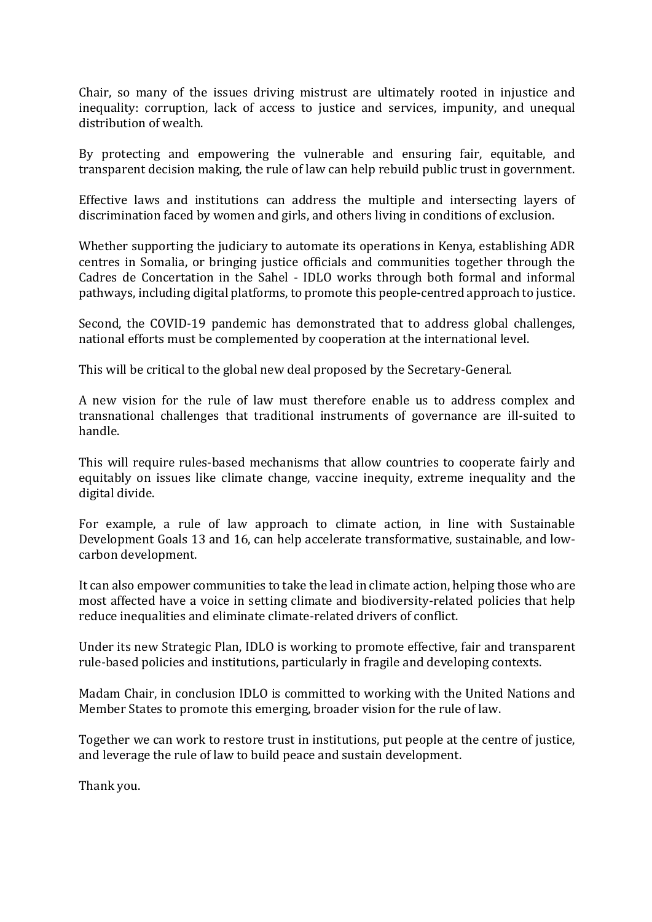Chair, so many of the issues driving mistrust are ultimately rooted in injustice and inequality: corruption, lack of access to justice and services, impunity, and unequal distribution of wealth.

By protecting and empowering the vulnerable and ensuring fair, equitable, and transparent decision making, the rule of law can help rebuild public trust in government.

Effective laws and institutions can address the multiple and intersecting layers of discrimination faced by women and girls, and others living in conditions of exclusion.

Whether supporting the judiciary to automate its operations in Kenya, establishing ADR centres in Somalia, or bringing justice officials and communities together through the Cadres de Concertation in the Sahel - IDLO works through both formal and informal pathways, including digital platforms, to promote this people-centred approach to justice.

Second, the COVID-19 pandemic has demonstrated that to address global challenges, national efforts must be complemented by cooperation at the international level.

This will be critical to the global new deal proposed by the Secretary-General.

A new vision for the rule of law must therefore enable us to address complex and transnational challenges that traditional instruments of governance are ill-suited to handle.

This will require rules-based mechanisms that allow countries to cooperate fairly and equitably on issues like climate change, vaccine inequity, extreme inequality and the digital divide.

For example, a rule of law approach to climate action, in line with Sustainable Development Goals 13 and 16, can help accelerate transformative, sustainable, and low-carbon development.

It can also empower communities to take the lead in climate action, helping those who are most affected have a voice in setting climate and biodiversity-related policies that help reduce inequalities and eliminate climate-related drivers of conflict.

Under its new Strategic Plan, IDLO is working to promote effective, fair and transparent rule-based policies and institutions, particularly in fragile and developing contexts.

Madam Chair, in conclusion IDLO is committed to working with the United Nations and Member States to promote this emerging, broader vision for the rule of law.

Together we can work to restore trust in institutions, put people at the centre of justice, and leverage the rule of law to build peace and sustain development.

Thank you.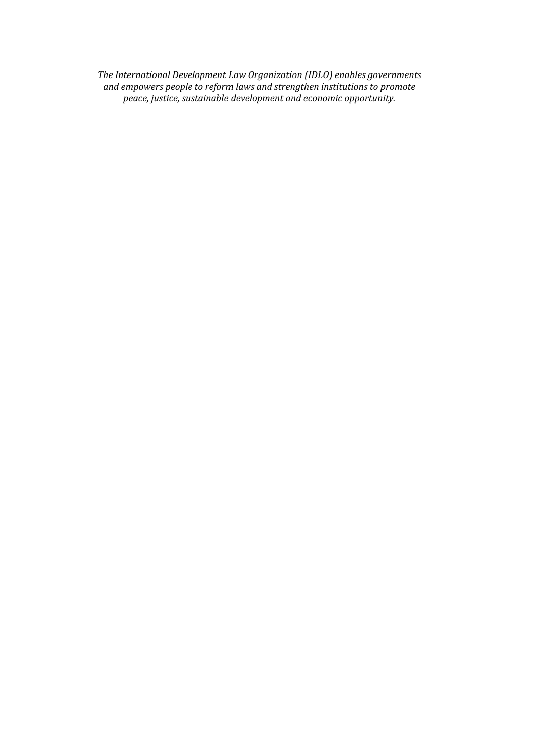*The International Development Law Organization (IDLO) enables governments and empowers people to reform laws and strengthen institutions to promote peace, justice, sustainable development and economic opportunity.*